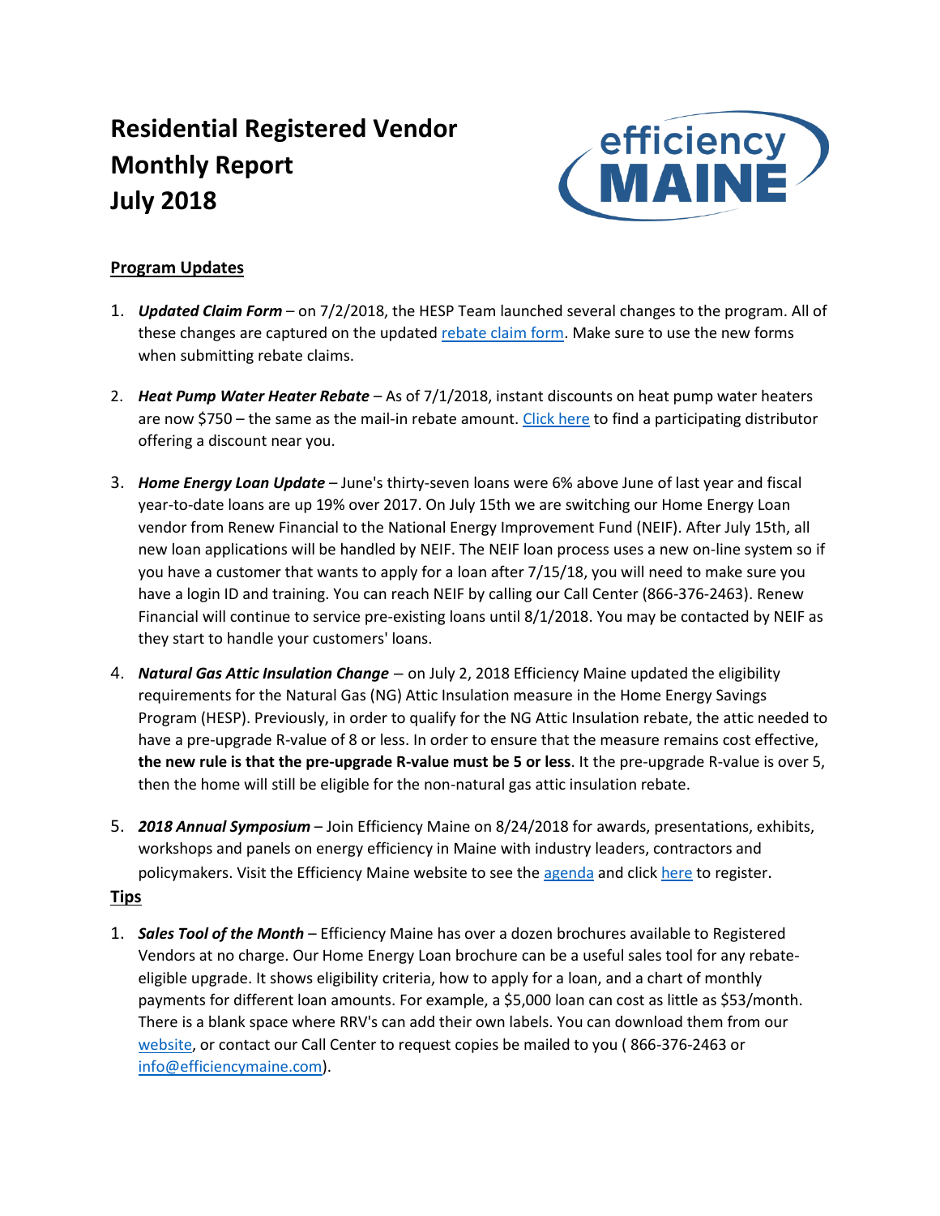# Residential Registered Vendor Monthly Report July 2018

## Program Updates

1. ***Updated Claim Form*** – on 7/2/2018, the HESP Team launched several changes to the program. All of these changes are captured on the updated rebate claim form. Make sure to use the new forms when submitting rebate claims.

2. ***Heat Pump Water Heater Rebate*** – As of 7/1/2018, instant discounts on heat pump water heaters are now $750 – the same as the mail-in rebate amount. Click here to find a participating distributor offering a discount near you.

3. ***Home Energy Loan Update*** – June's thirty-seven loans were 6% above June of last year and fiscal year-to-date loans are up 19% over 2017. On July 15th we are switching our Home Energy Loan vendor from Renew Financial to the National Energy Improvement Fund (NEIF). After July 15th, all new loan applications will be handled by NEIF. The NEIF loan process uses a new on-line system so if you have a customer that wants to apply for a loan after 7/15/18, you will need to make sure you have a login ID and training. You can reach NEIF by calling our Call Center (866-376-2463). Renew Financial will continue to service pre-existing loans until 8/1/2018. You may be contacted by NEIF as they start to handle your customers' loans.

4. ***Natural Gas Attic Insulation Change*** – on July 2, 2018 Efficiency Maine updated the eligibility requirements for the Natural Gas (NG) Attic Insulation measure in the Home Energy Savings Program (HESP). Previously, in order to qualify for the NG Attic Insulation rebate, the attic needed to have a pre-upgrade R-value of 8 or less. In order to ensure that the measure remains cost effective, **the new rule is that the pre-upgrade R-value must be 5 or less**. It the pre-upgrade R-value is over 5, then the home will still be eligible for the non-natural gas attic insulation rebate.

5. ***2018 Annual Symposium*** – Join Efficiency Maine on 8/24/2018 for awards, presentations, exhibits, workshops and panels on energy efficiency in Maine with industry leaders, contractors and policymakers. Visit the Efficiency Maine website to see the agenda and click here to register.

## Tips

1. ***Sales Tool of the Month*** – Efficiency Maine has over a dozen brochures available to Registered Vendors at no charge. Our Home Energy Loan brochure can be a useful sales tool for any rebate-eligible upgrade. It shows eligibility criteria, how to apply for a loan, and a chart of monthly payments for different loan amounts. For example, a $5,000 loan can cost as little as $53/month. There is a blank space where RRV's can add their own labels. You can download them from our website, or contact our Call Center to request copies be mailed to you ( 866-376-2463 or info@efficiencymaine.com).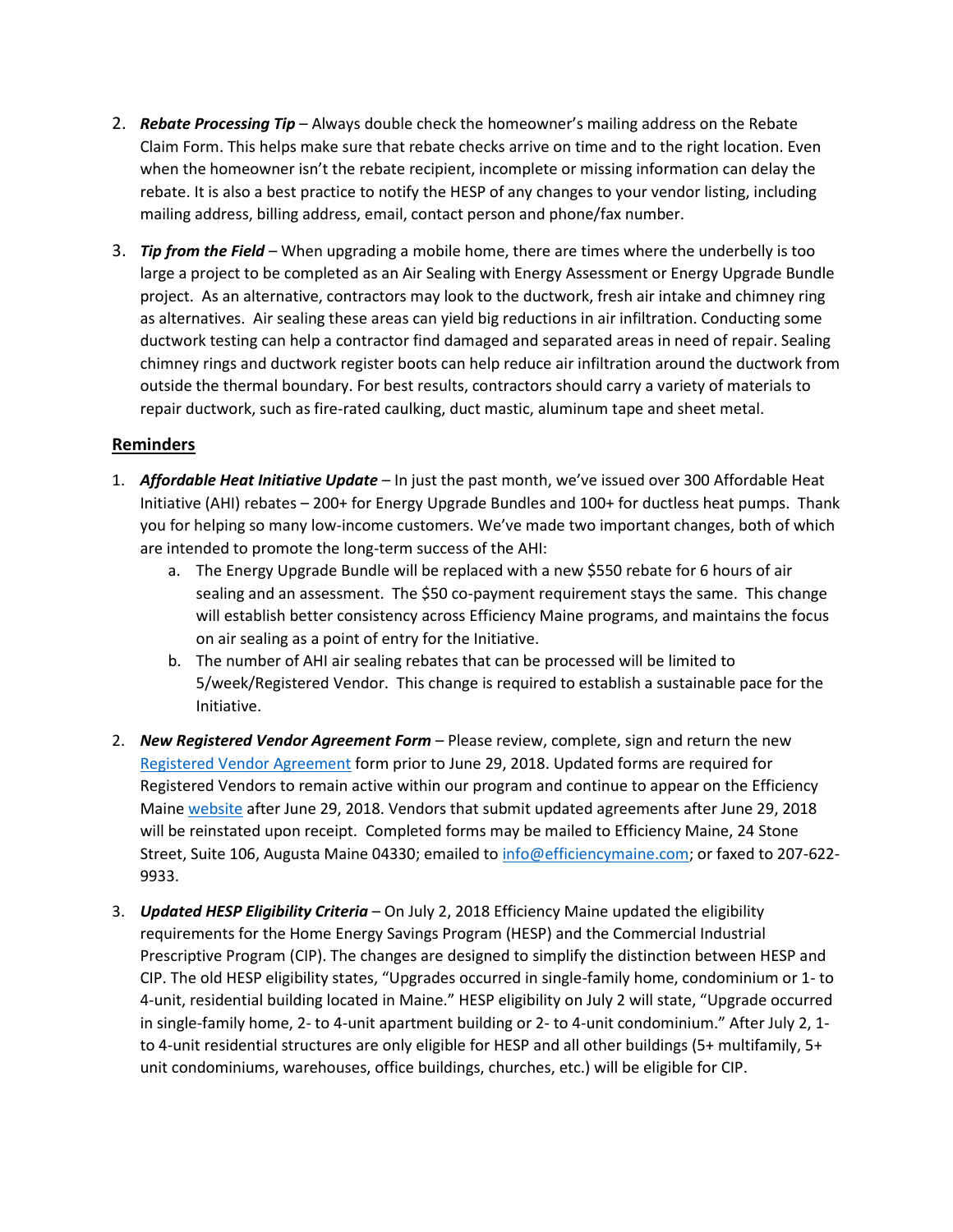2. ***Rebate Processing Tip*** – Always double check the homeowner's mailing address on the Rebate Claim Form. This helps make sure that rebate checks arrive on time and to the right location. Even when the homeowner isn't the rebate recipient, incomplete or missing information can delay the rebate. It is also a best practice to notify the HESP of any changes to your vendor listing, including mailing address, billing address, email, contact person and phone/fax number.

3. ***Tip from the Field*** – When upgrading a mobile home, there are times where the underbelly is too large a project to be completed as an Air Sealing with Energy Assessment or Energy Upgrade Bundle project. As an alternative, contractors may look to the ductwork, fresh air intake and chimney ring as alternatives. Air sealing these areas can yield big reductions in air infiltration. Conducting some ductwork testing can help a contractor find damaged and separated areas in need of repair. Sealing chimney rings and ductwork register boots can help reduce air infiltration around the ductwork from outside the thermal boundary. For best results, contractors should carry a variety of materials to repair ductwork, such as fire-rated caulking, duct mastic, aluminum tape and sheet metal.

## Reminders

1. ***Affordable Heat Initiative Update*** – In just the past month, we've issued over 300 Affordable Heat Initiative (AHI) rebates – 200+ for Energy Upgrade Bundles and 100+ for ductless heat pumps. Thank you for helping so many low-income customers. We've made two important changes, both of which are intended to promote the long-term success of the AHI:
   a. The Energy Upgrade Bundle will be replaced with a new $550 rebate for 6 hours of air sealing and an assessment. The $50 co-payment requirement stays the same. This change will establish better consistency across Efficiency Maine programs, and maintains the focus on air sealing as a point of entry for the Initiative.
   b. The number of AHI air sealing rebates that can be processed will be limited to 5/week/Registered Vendor. This change is required to establish a sustainable pace for the Initiative.

2. ***New Registered Vendor Agreement Form*** – Please review, complete, sign and return the new Registered Vendor Agreement form prior to June 29, 2018. Updated forms are required for Registered Vendors to remain active within our program and continue to appear on the Efficiency Maine website after June 29, 2018. Vendors that submit updated agreements after June 29, 2018 will be reinstated upon receipt. Completed forms may be mailed to Efficiency Maine, 24 Stone Street, Suite 106, Augusta Maine 04330; emailed to info@efficiencymaine.com; or faxed to 207-622-9933.

3. ***Updated HESP Eligibility Criteria*** – On July 2, 2018 Efficiency Maine updated the eligibility requirements for the Home Energy Savings Program (HESP) and the Commercial Industrial Prescriptive Program (CIP). The changes are designed to simplify the distinction between HESP and CIP. The old HESP eligibility states, "Upgrades occurred in single-family home, condominium or 1- to 4-unit, residential building located in Maine." HESP eligibility on July 2 will state, "Upgrade occurred in single-family home, 2- to 4-unit apartment building or 2- to 4-unit condominium." After July 2, 1- to 4-unit residential structures are only eligible for HESP and all other buildings (5+ multifamily, 5+ unit condominiums, warehouses, office buildings, churches, etc.) will be eligible for CIP.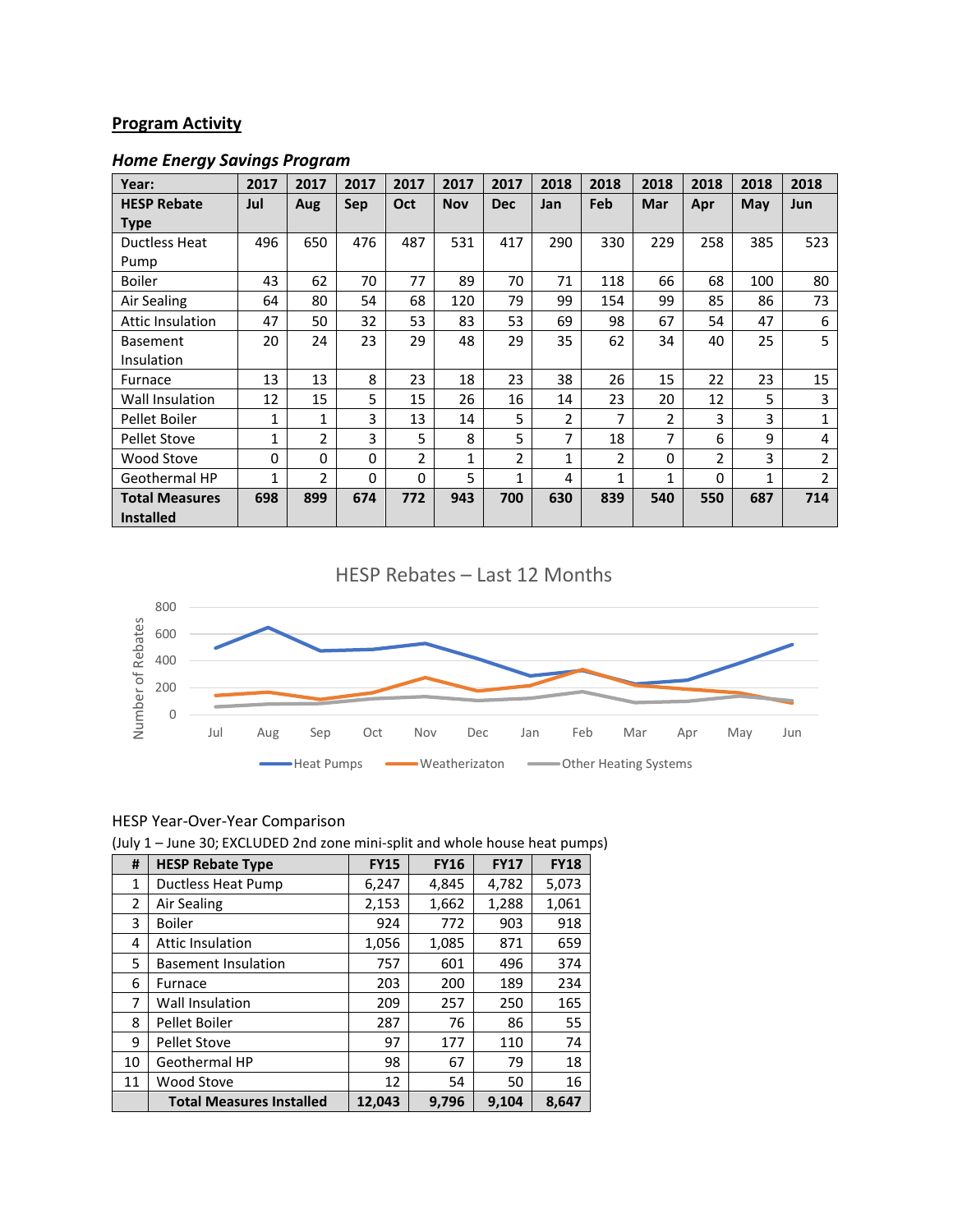## Program Activity

### *Home Energy Savings Program*

| Year: | 2017 | 2017 | 2017 | 2017 | 2017 | 2017 | 2018 | 2018 | 2018 | 2018 | 2018 | 2018 |
|---|---|---|---|---|---|---|---|---|---|---|---|---|
| **HESP Rebate Type** | **Jul** | **Aug** | **Sep** | **Oct** | **Nov** | **Dec** | **Jan** | **Feb** | **Mar** | **Apr** | **May** | **Jun** |
| Ductless Heat Pump | 496 | 650 | 476 | 487 | 531 | 417 | 290 | 330 | 229 | 258 | 385 | 523 |
| Boiler | 43 | 62 | 70 | 77 | 89 | 70 | 71 | 118 | 66 | 68 | 100 | 80 |
| Air Sealing | 64 | 80 | 54 | 68 | 120 | 79 | 99 | 154 | 99 | 85 | 86 | 73 |
| Attic Insulation | 47 | 50 | 32 | 53 | 83 | 53 | 69 | 98 | 67 | 54 | 47 | 6 |
| Basement Insulation | 20 | 24 | 23 | 29 | 48 | 29 | 35 | 62 | 34 | 40 | 25 | 5 |
| Furnace | 13 | 13 | 8 | 23 | 18 | 23 | 38 | 26 | 15 | 22 | 23 | 15 |
| Wall Insulation | 12 | 15 | 5 | 15 | 26 | 16 | 14 | 23 | 20 | 12 | 5 | 3 |
| Pellet Boiler | 1 | 1 | 3 | 13 | 14 | 5 | 2 | 7 | 2 | 3 | 3 | 1 |
| Pellet Stove | 1 | 2 | 3 | 5 | 8 | 5 | 7 | 18 | 7 | 6 | 9 | 4 |
| Wood Stove | 0 | 0 | 0 | 2 | 1 | 2 | 1 | 2 | 0 | 2 | 3 | 2 |
| Geothermal HP | 1 | 2 | 0 | 0 | 5 | 1 | 4 | 1 | 1 | 0 | 1 | 2 |
| **Total Measures Installed** | **698** | **899** | **674** | **772** | **943** | **700** | **630** | **839** | **540** | **550** | **687** | **714** |

HESP Rebates – Last 12 Months

HESP Year-Over-Year Comparison

(July 1 – June 30; EXCLUDED 2nd zone mini-split and whole house heat pumps)

| # | HESP Rebate Type | FY15 | FY16 | FY17 | FY18 |
|---|---|---|---|---|---|
| 1 | Ductless Heat Pump | 6,247 | 4,845 | 4,782 | 5,073 |
| 2 | Air Sealing | 2,153 | 1,662 | 1,288 | 1,061 |
| 3 | Boiler | 924 | 772 | 903 | 918 |
| 4 | Attic Insulation | 1,056 | 1,085 | 871 | 659 |
| 5 | Basement Insulation | 757 | 601 | 496 | 374 |
| 6 | Furnace | 203 | 200 | 189 | 234 |
| 7 | Wall Insulation | 209 | 257 | 250 | 165 |
| 8 | Pellet Boiler | 287 | 76 | 86 | 55 |
| 9 | Pellet Stove | 97 | 177 | 110 | 74 |
| 10 | Geothermal HP | 98 | 67 | 79 | 18 |
| 11 | Wood Stove | 12 | 54 | 50 | 16 |
| | **Total Measures Installed** | **12,043** | **9,796** | **9,104** | **8,647** |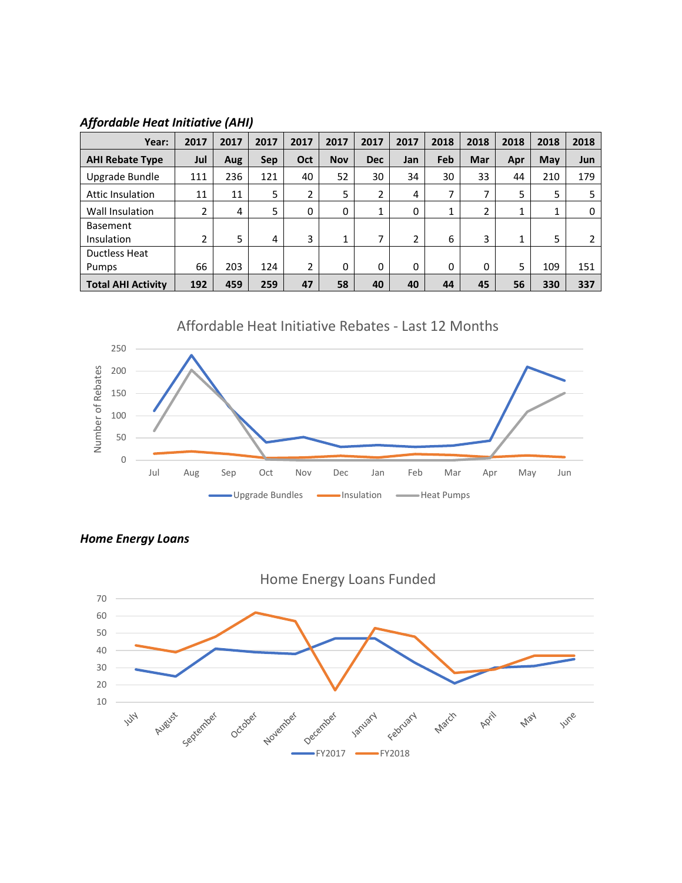***Affordable Heat Initiative (AHI)***

| Year: | 2017 | 2017 | 2017 | 2017 | 2017 | 2017 | 2017 | 2018 | 2018 | 2018 | 2018 | 2018 |
|---|---|---|---|---|---|---|---|---|---|---|---|---|
| **AHI Rebate Type** | **Jul** | **Aug** | **Sep** | **Oct** | **Nov** | **Dec** | **Jan** | **Feb** | **Mar** | **Apr** | **May** | **Jun** |
| Upgrade Bundle | 111 | 236 | 121 | 40 | 52 | 30 | 34 | 30 | 33 | 44 | 210 | 179 |
| Attic Insulation | 11 | 11 | 5 | 2 | 5 | 2 | 4 | 7 | 7 | 5 | 5 | 5 |
| Wall Insulation | 2 | 4 | 5 | 0 | 0 | 1 | 0 | 1 | 2 | 1 | 1 | 0 |
| Basement Insulation | 2 | 5 | 4 | 3 | 1 | 7 | 2 | 6 | 3 | 1 | 5 | 2 |
| Ductless Heat Pumps | 66 | 203 | 124 | 2 | 0 | 0 | 0 | 0 | 0 | 5 | 109 | 151 |
| **Total AHI Activity** | **192** | **459** | **259** | **47** | **58** | **40** | **40** | **44** | **45** | **56** | **330** | **337** |

Affordable Heat Initiative Rebates - Last 12 Months

***Home Energy Loans***

Home Energy Loans Funded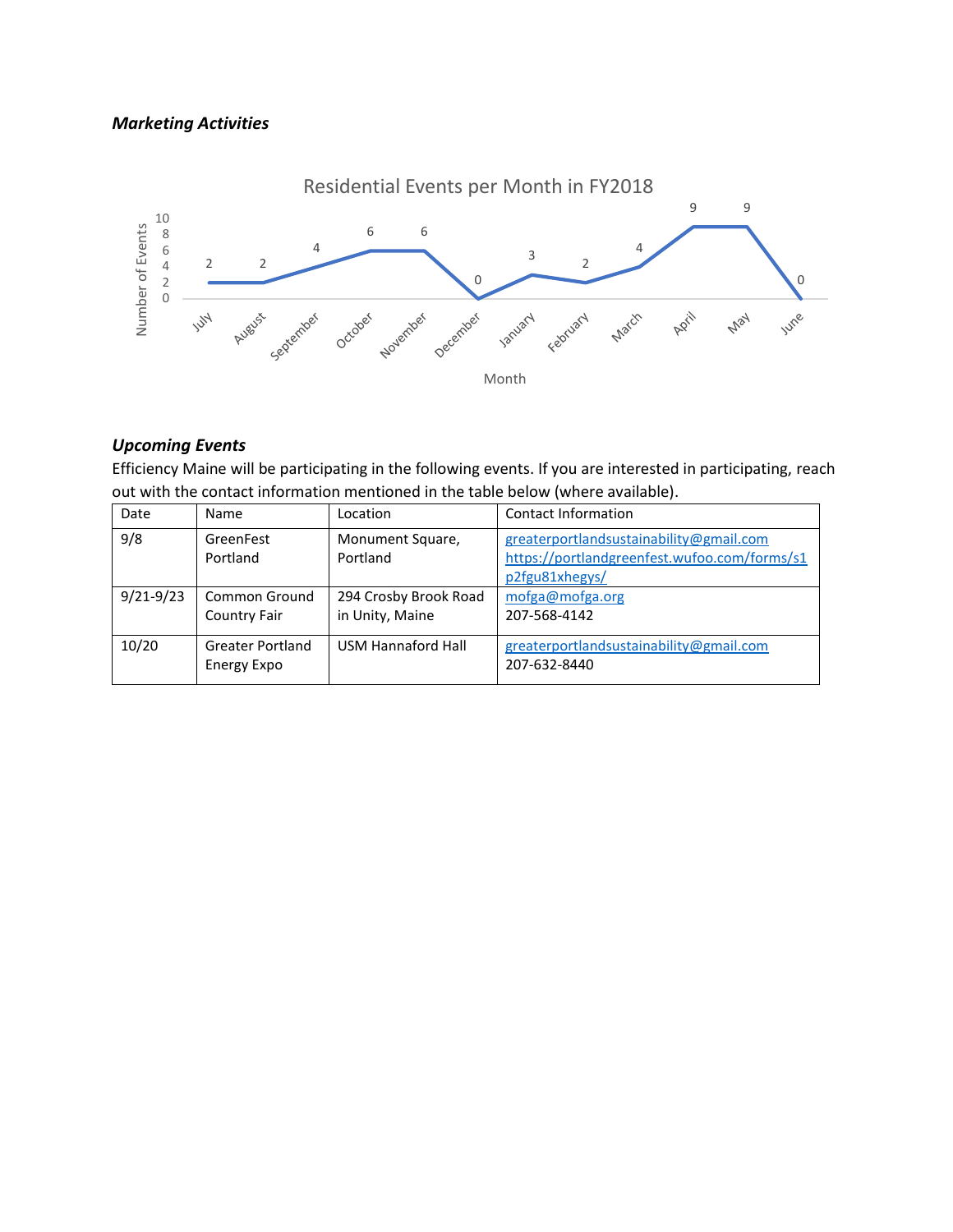***Marketing Activities***

Residential Events per Month in FY2018

Number of Events

10
8
6
4
2
0

2 2 4 6 6 0 3 2 4 9 9 0

July August September October November December January February March April May June

Month

***Upcoming Events***

Efficiency Maine will be participating in the following events. If you are interested in participating, reach out with the contact information mentioned in the table below (where available).

| Date | Name | Location | Contact Information |
|---|---|---|---|
| 9/8 | GreenFest Portland | Monument Square, Portland | greaterportlandsustainability@gmail.com https://portlandgreenfest.wufoo.com/forms/s1p2fgu81xhegys/ |
| 9/21-9/23 | Common Ground Country Fair | 294 Crosby Brook Road in Unity, Maine | mofga@mofga.org 207-568-4142 |
| 10/20 | Greater Portland Energy Expo | USM Hannaford Hall | greaterportlandsustainability@gmail.com 207-632-8440 |